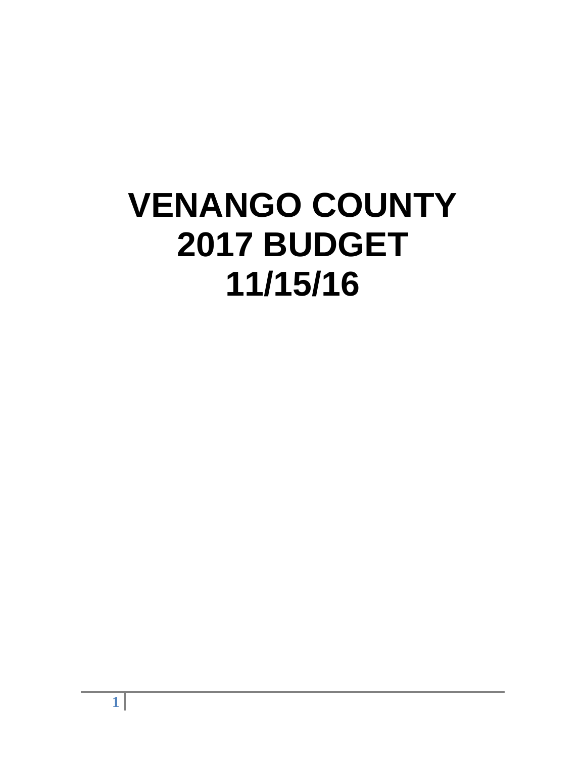# VENANGO COUNTY
# 2017 BUDGET
# 11/15/16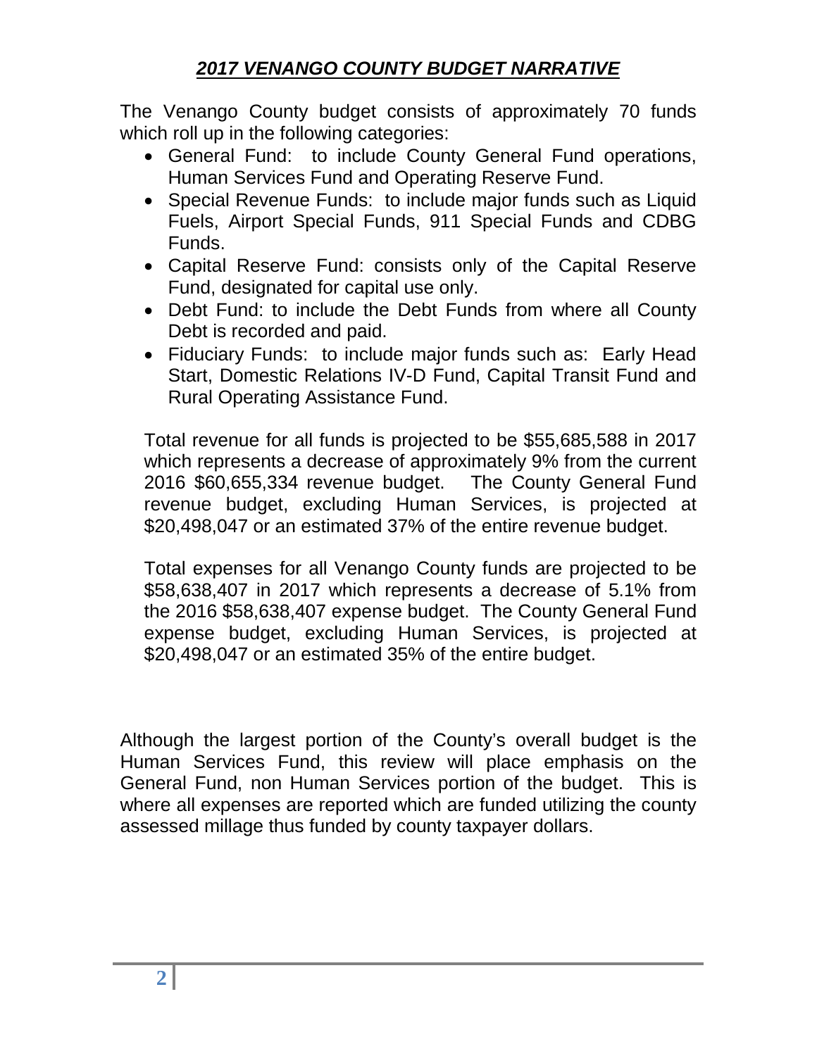## ***2017 VENANGO COUNTY BUDGET NARRATIVE***

The Venango County budget consists of approximately 70 funds which roll up in the following categories:

- General Fund: to include County General Fund operations, Human Services Fund and Operating Reserve Fund.
- Special Revenue Funds: to include major funds such as Liquid Fuels, Airport Special Funds, 911 Special Funds and CDBG Funds.
- Capital Reserve Fund: consists only of the Capital Reserve Fund, designated for capital use only.
- Debt Fund: to include the Debt Funds from where all County Debt is recorded and paid.
- Fiduciary Funds: to include major funds such as: Early Head Start, Domestic Relations IV-D Fund, Capital Transit Fund and Rural Operating Assistance Fund.

Total revenue for all funds is projected to be $55,685,588 in 2017 which represents a decrease of approximately 9% from the current 2016 $60,655,334 revenue budget. The County General Fund revenue budget, excluding Human Services, is projected at $20,498,047 or an estimated 37% of the entire revenue budget.

Total expenses for all Venango County funds are projected to be $58,638,407 in 2017 which represents a decrease of 5.1% from the 2016 $58,638,407 expense budget. The County General Fund expense budget, excluding Human Services, is projected at $20,498,047 or an estimated 35% of the entire budget.

Although the largest portion of the County's overall budget is the Human Services Fund, this review will place emphasis on the General Fund, non Human Services portion of the budget. This is where all expenses are reported which are funded utilizing the county assessed millage thus funded by county taxpayer dollars.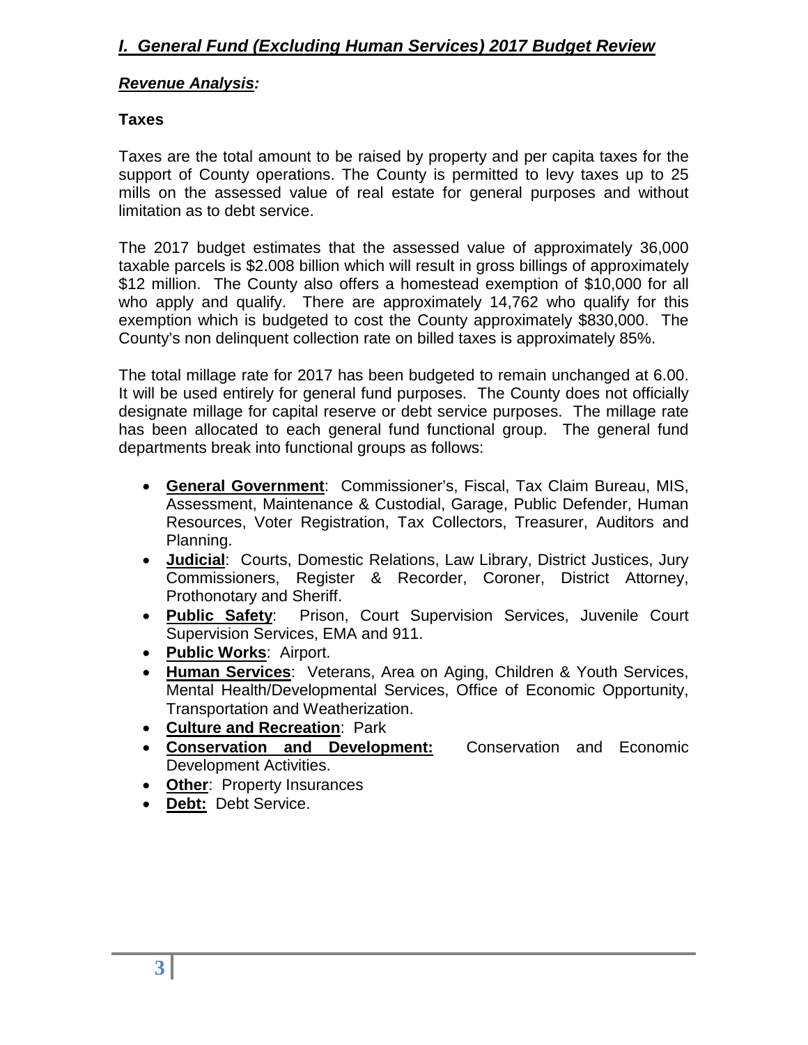## *I. General Fund (Excluding Human Services) 2017 Budget Review*

### *Revenue Analysis:*

**Taxes**

Taxes are the total amount to be raised by property and per capita taxes for the support of County operations. The County is permitted to levy taxes up to 25 mills on the assessed value of real estate for general purposes and without limitation as to debt service.

The 2017 budget estimates that the assessed value of approximately 36,000 taxable parcels is $2.008 billion which will result in gross billings of approximately $12 million. The County also offers a homestead exemption of $10,000 for all who apply and qualify. There are approximately 14,762 who qualify for this exemption which is budgeted to cost the County approximately $830,000. The County's non delinquent collection rate on billed taxes is approximately 85%.

The total millage rate for 2017 has been budgeted to remain unchanged at 6.00. It will be used entirely for general fund purposes. The County does not officially designate millage for capital reserve or debt service purposes. The millage rate has been allocated to each general fund functional group. The general fund departments break into functional groups as follows:

- **General Government**: Commissioner's, Fiscal, Tax Claim Bureau, MIS, Assessment, Maintenance & Custodial, Garage, Public Defender, Human Resources, Voter Registration, Tax Collectors, Treasurer, Auditors and Planning.
- **Judicial**: Courts, Domestic Relations, Law Library, District Justices, Jury Commissioners, Register & Recorder, Coroner, District Attorney, Prothonotary and Sheriff.
- **Public Safety**: Prison, Court Supervision Services, Juvenile Court Supervision Services, EMA and 911.
- **Public Works**: Airport.
- **Human Services**: Veterans, Area on Aging, Children & Youth Services, Mental Health/Developmental Services, Office of Economic Opportunity, Transportation and Weatherization.
- **Culture and Recreation**: Park
- **Conservation and Development:** Conservation and Economic Development Activities.
- **Other**: Property Insurances
- **Debt:** Debt Service.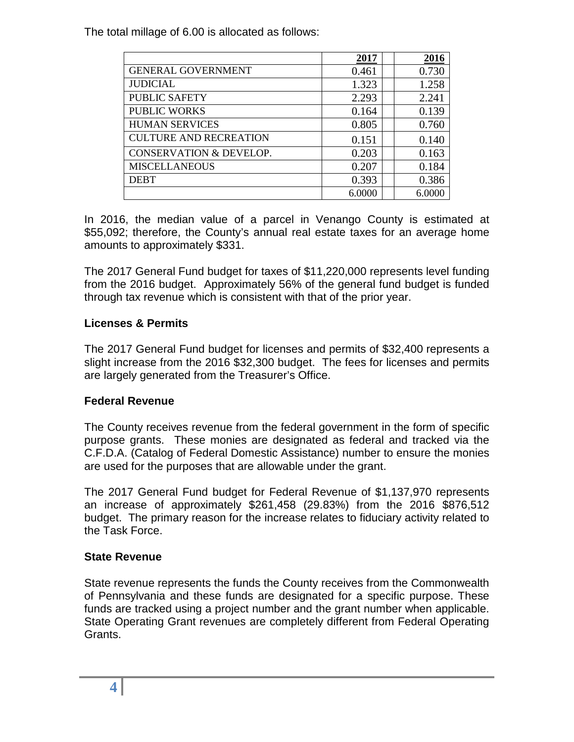The total millage of 6.00 is allocated as follows:

| | 2017 | | 2016 |
|---|---|---|---|
| GENERAL GOVERNMENT | 0.461 | | 0.730 |
| JUDICIAL | 1.323 | | 1.258 |
| PUBLIC SAFETY | 2.293 | | 2.241 |
| PUBLIC WORKS | 0.164 | | 0.139 |
| HUMAN SERVICES | 0.805 | | 0.760 |
| CULTURE AND RECREATION | 0.151 | | 0.140 |
| CONSERVATION & DEVELOP. | 0.203 | | 0.163 |
| MISCELLANEOUS | 0.207 | | 0.184 |
| DEBT | 0.393 | | 0.386 |
| | 6.0000 | | 6.0000 |

In 2016, the median value of a parcel in Venango County is estimated at $55,092; therefore, the County's annual real estate taxes for an average home amounts to approximately $331.

The 2017 General Fund budget for taxes of $11,220,000 represents level funding from the 2016 budget. Approximately 56% of the general fund budget is funded through tax revenue which is consistent with that of the prior year.

### Licenses & Permits

The 2017 General Fund budget for licenses and permits of $32,400 represents a slight increase from the 2016 $32,300 budget. The fees for licenses and permits are largely generated from the Treasurer's Office.

### Federal Revenue

The County receives revenue from the federal government in the form of specific purpose grants. These monies are designated as federal and tracked via the C.F.D.A. (Catalog of Federal Domestic Assistance) number to ensure the monies are used for the purposes that are allowable under the grant.

The 2017 General Fund budget for Federal Revenue of $1,137,970 represents an increase of approximately $261,458 (29.83%) from the 2016 $876,512 budget. The primary reason for the increase relates to fiduciary activity related to the Task Force.

### State Revenue

State revenue represents the funds the County receives from the Commonwealth of Pennsylvania and these funds are designated for a specific purpose. These funds are tracked using a project number and the grant number when applicable. State Operating Grant revenues are completely different from Federal Operating Grants.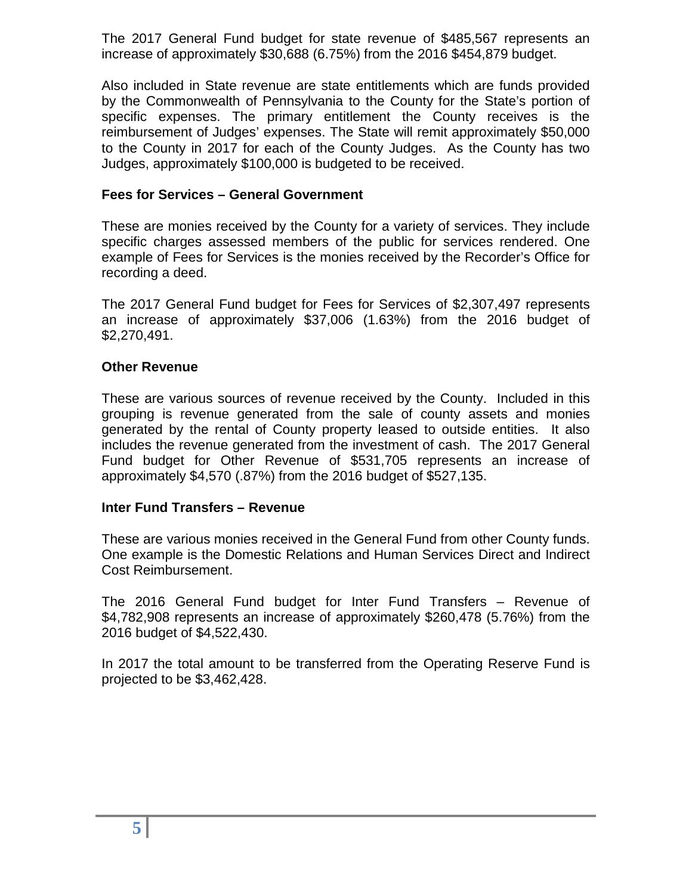The 2017 General Fund budget for state revenue of $485,567 represents an increase of approximately $30,688 (6.75%) from the 2016 $454,879 budget.

Also included in State revenue are state entitlements which are funds provided by the Commonwealth of Pennsylvania to the County for the State's portion of specific expenses. The primary entitlement the County receives is the reimbursement of Judges' expenses. The State will remit approximately $50,000 to the County in 2017 for each of the County Judges. As the County has two Judges, approximately $100,000 is budgeted to be received.

**Fees for Services – General Government**

These are monies received by the County for a variety of services. They include specific charges assessed members of the public for services rendered. One example of Fees for Services is the monies received by the Recorder's Office for recording a deed.

The 2017 General Fund budget for Fees for Services of $2,307,497 represents an increase of approximately $37,006 (1.63%) from the 2016 budget of $2,270,491.

**Other Revenue**

These are various sources of revenue received by the County. Included in this grouping is revenue generated from the sale of county assets and monies generated by the rental of County property leased to outside entities. It also includes the revenue generated from the investment of cash. The 2017 General Fund budget for Other Revenue of $531,705 represents an increase of approximately $4,570 (.87%) from the 2016 budget of $527,135.

**Inter Fund Transfers – Revenue**

These are various monies received in the General Fund from other County funds. One example is the Domestic Relations and Human Services Direct and Indirect Cost Reimbursement.

The 2016 General Fund budget for Inter Fund Transfers – Revenue of $4,782,908 represents an increase of approximately $260,478 (5.76%) from the 2016 budget of $4,522,430.

In 2017 the total amount to be transferred from the Operating Reserve Fund is projected to be $3,462,428.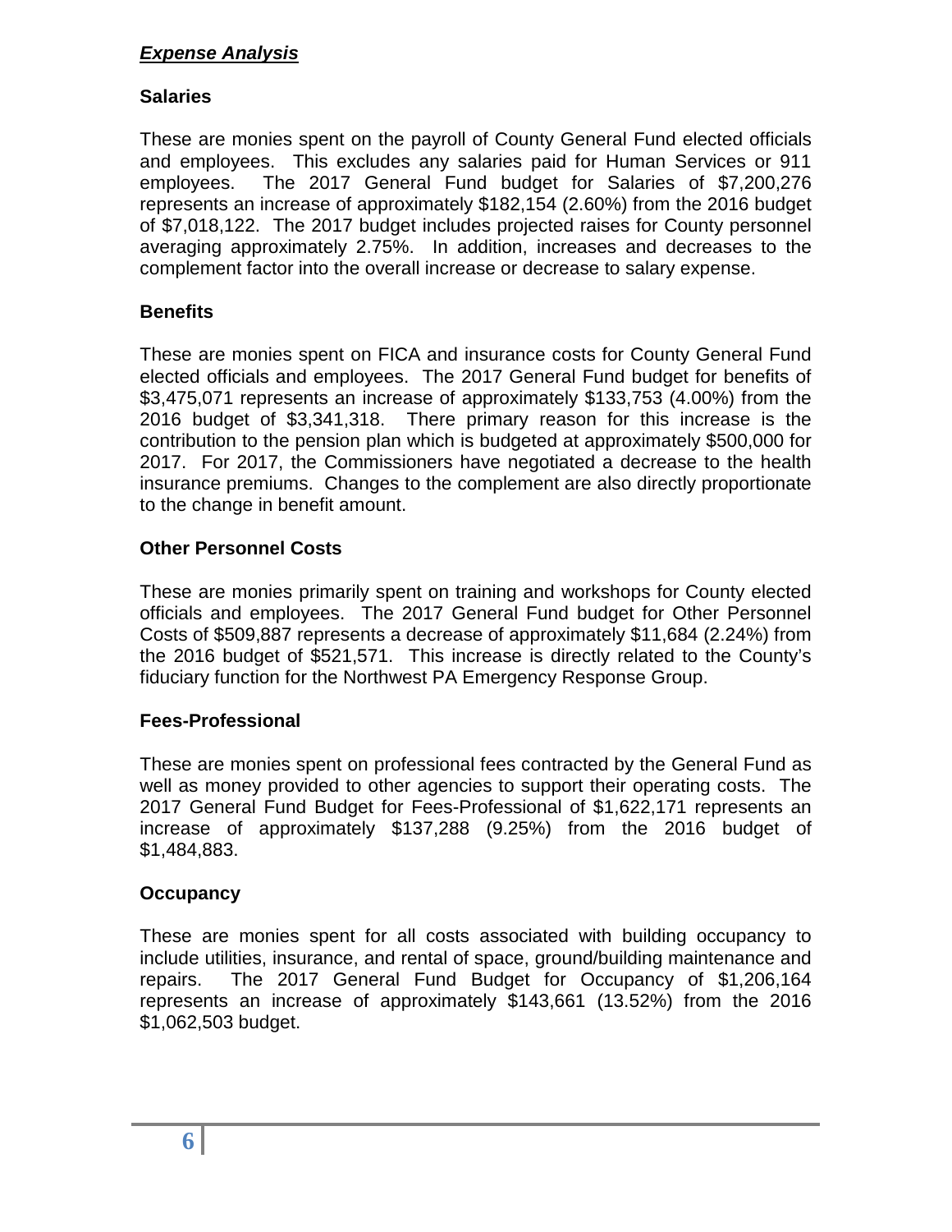## ***Expense Analysis***

### Salaries

These are monies spent on the payroll of County General Fund elected officials and employees. This excludes any salaries paid for Human Services or 911 employees. The 2017 General Fund budget for Salaries of $7,200,276 represents an increase of approximately $182,154 (2.60%) from the 2016 budget of $7,018,122. The 2017 budget includes projected raises for County personnel averaging approximately 2.75%. In addition, increases and decreases to the complement factor into the overall increase or decrease to salary expense.

### Benefits

These are monies spent on FICA and insurance costs for County General Fund elected officials and employees. The 2017 General Fund budget for benefits of $3,475,071 represents an increase of approximately $133,753 (4.00%) from the 2016 budget of $3,341,318. There primary reason for this increase is the contribution to the pension plan which is budgeted at approximately $500,000 for 2017. For 2017, the Commissioners have negotiated a decrease to the health insurance premiums. Changes to the complement are also directly proportionate to the change in benefit amount.

### Other Personnel Costs

These are monies primarily spent on training and workshops for County elected officials and employees. The 2017 General Fund budget for Other Personnel Costs of $509,887 represents a decrease of approximately $11,684 (2.24%) from the 2016 budget of $521,571. This increase is directly related to the County's fiduciary function for the Northwest PA Emergency Response Group.

### Fees-Professional

These are monies spent on professional fees contracted by the General Fund as well as money provided to other agencies to support their operating costs. The 2017 General Fund Budget for Fees-Professional of $1,622,171 represents an increase of approximately $137,288 (9.25%) from the 2016 budget of $1,484,883.

### Occupancy

These are monies spent for all costs associated with building occupancy to include utilities, insurance, and rental of space, ground/building maintenance and repairs. The 2017 General Fund Budget for Occupancy of $1,206,164 represents an increase of approximately $143,661 (13.52%) from the 2016 $1,062,503 budget.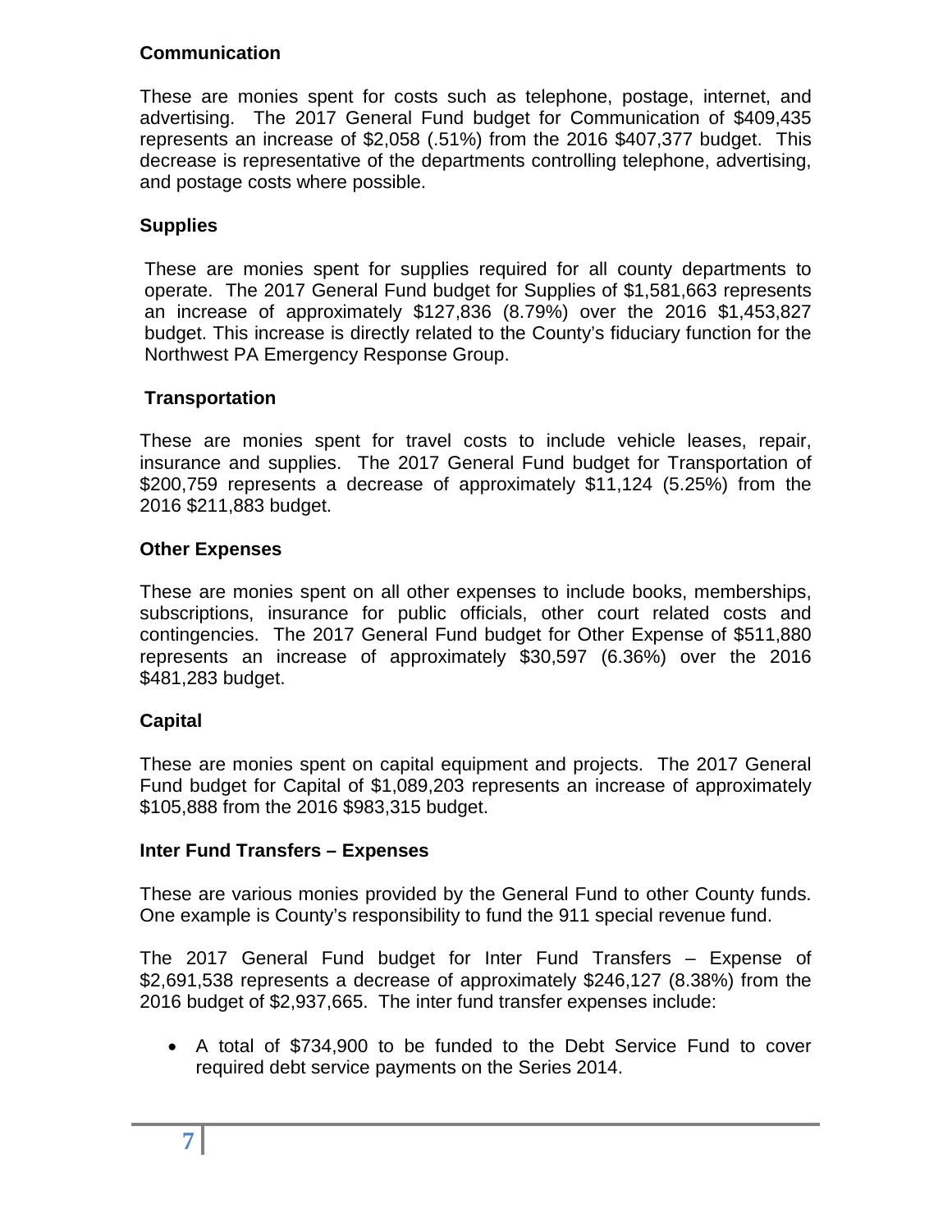**Communication**

These are monies spent for costs such as telephone, postage, internet, and advertising. The 2017 General Fund budget for Communication of $409,435 represents an increase of $2,058 (.51%) from the 2016 $407,377 budget. This decrease is representative of the departments controlling telephone, advertising, and postage costs where possible.

**Supplies**

These are monies spent for supplies required for all county departments to operate. The 2017 General Fund budget for Supplies of $1,581,663 represents an increase of approximately $127,836 (8.79%) over the 2016 $1,453,827 budget. This increase is directly related to the County's fiduciary function for the Northwest PA Emergency Response Group.

**Transportation**

These are monies spent for travel costs to include vehicle leases, repair, insurance and supplies. The 2017 General Fund budget for Transportation of $200,759 represents a decrease of approximately $11,124 (5.25%) from the 2016 $211,883 budget.

**Other Expenses**

These are monies spent on all other expenses to include books, memberships, subscriptions, insurance for public officials, other court related costs and contingencies. The 2017 General Fund budget for Other Expense of $511,880 represents an increase of approximately $30,597 (6.36%) over the 2016 $481,283 budget.

**Capital**

These are monies spent on capital equipment and projects. The 2017 General Fund budget for Capital of $1,089,203 represents an increase of approximately $105,888 from the 2016 $983,315 budget.

**Inter Fund Transfers – Expenses**

These are various monies provided by the General Fund to other County funds. One example is County's responsibility to fund the 911 special revenue fund.

The 2017 General Fund budget for Inter Fund Transfers – Expense of $2,691,538 represents a decrease of approximately $246,127 (8.38%) from the 2016 budget of $2,937,665. The inter fund transfer expenses include:

- A total of $734,900 to be funded to the Debt Service Fund to cover required debt service payments on the Series 2014.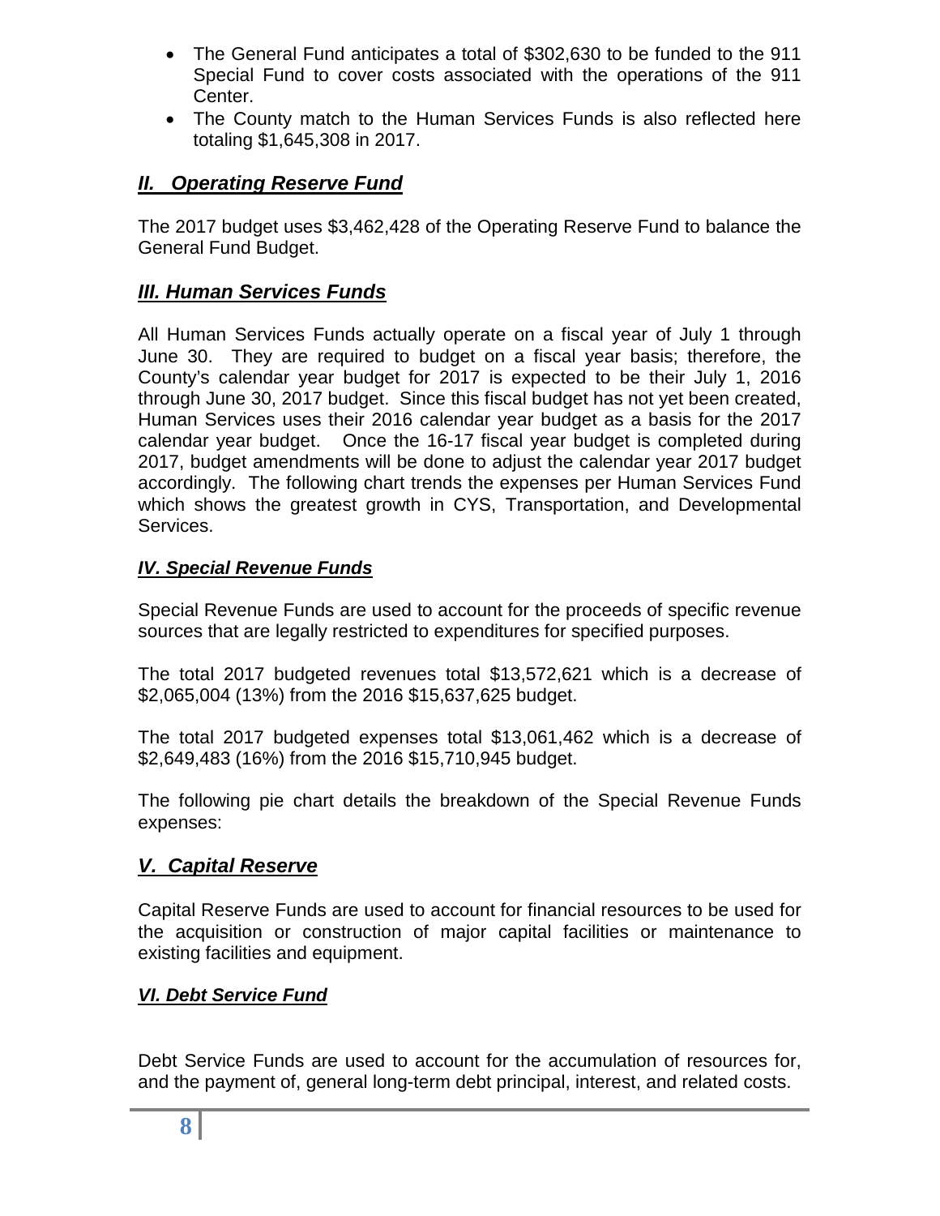- The General Fund anticipates a total of $302,630 to be funded to the 911 Special Fund to cover costs associated with the operations of the 911 Center.
- The County match to the Human Services Funds is also reflected here totaling $1,645,308 in 2017.

## ***II. Operating Reserve Fund***

The 2017 budget uses $3,462,428 of the Operating Reserve Fund to balance the General Fund Budget.

## ***III. Human Services Funds***

All Human Services Funds actually operate on a fiscal year of July 1 through June 30. They are required to budget on a fiscal year basis; therefore, the County's calendar year budget for 2017 is expected to be their July 1, 2016 through June 30, 2017 budget. Since this fiscal budget has not yet been created, Human Services uses their 2016 calendar year budget as a basis for the 2017 calendar year budget. Once the 16-17 fiscal year budget is completed during 2017, budget amendments will be done to adjust the calendar year 2017 budget accordingly. The following chart trends the expenses per Human Services Fund which shows the greatest growth in CYS, Transportation, and Developmental Services.

### ***IV. Special Revenue Funds***

Special Revenue Funds are used to account for the proceeds of specific revenue sources that are legally restricted to expenditures for specified purposes.

The total 2017 budgeted revenues total $13,572,621 which is a decrease of $2,065,004 (13%) from the 2016 $15,637,625 budget.

The total 2017 budgeted expenses total $13,061,462 which is a decrease of $2,649,483 (16%) from the 2016 $15,710,945 budget.

The following pie chart details the breakdown of the Special Revenue Funds expenses:

## ***V. Capital Reserve***

Capital Reserve Funds are used to account for financial resources to be used for the acquisition or construction of major capital facilities or maintenance to existing facilities and equipment.

### ***VI. Debt Service Fund***

Debt Service Funds are used to account for the accumulation of resources for, and the payment of, general long-term debt principal, interest, and related costs.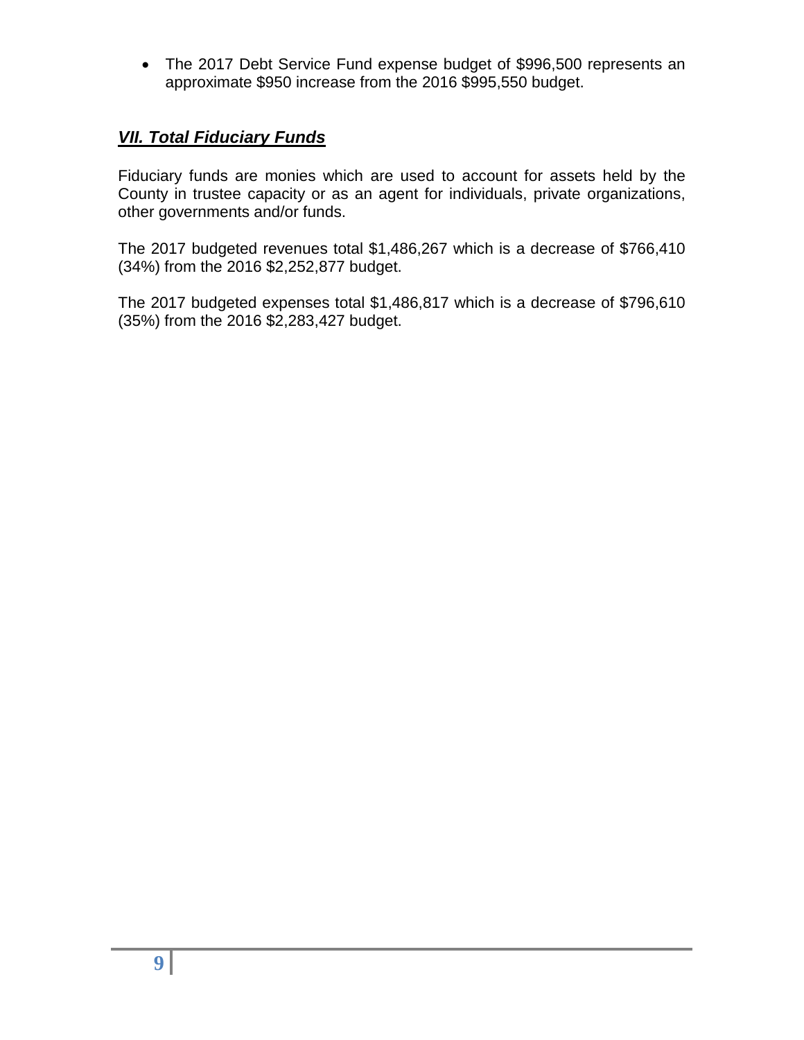- The 2017 Debt Service Fund expense budget of $996,500 represents an approximate $950 increase from the 2016 $995,550 budget.

## ***VII. Total Fiduciary Funds***

Fiduciary funds are monies which are used to account for assets held by the County in trustee capacity or as an agent for individuals, private organizations, other governments and/or funds.

The 2017 budgeted revenues total $1,486,267 which is a decrease of $766,410 (34%) from the 2016 $2,252,877 budget.

The 2017 budgeted expenses total $1,486,817 which is a decrease of $796,610 (35%) from the 2016 $2,283,427 budget.